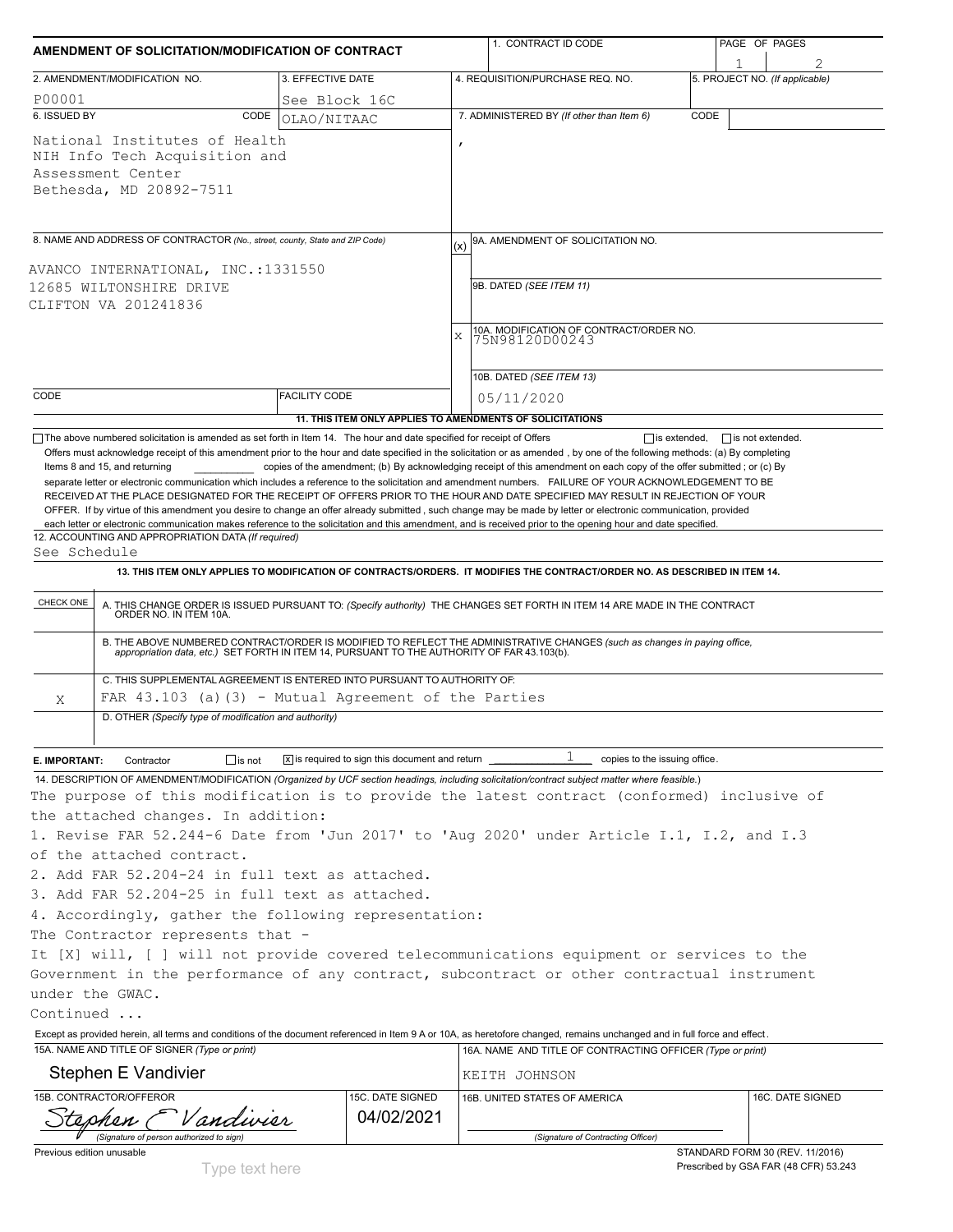# AMENDMENT OF SOLICITATION/MODIFICATION OF CONTRACT

| 1. CONTRACT ID CODE | PAGE OF PAGES |
|---|---|
| | 1 of 2 |

| 2. AMENDMENT/MODIFICATION NO. | 3. EFFECTIVE DATE | 4. REQUISITION/PURCHASE REQ. NO. | 5. PROJECT NO. (If applicable) |
|---|---|---|---|
| P00001 | See Block 16C | | |

**6. ISSUED BY** CODE OLAO/NITAAC

National Institutes of Health
NIH Info Tech Acquisition and
Assessment Center
Bethesda, MD 20892-7511

**7. ADMINISTERED BY** (If other than Item 6) CODE

,

**8. NAME AND ADDRESS OF CONTRACTOR** (No., street, county, State and ZIP Code)

AVANCO INTERNATIONAL, INC.:1331550
12685 WILTONSHIRE DRIVE
CLIFTON VA 201241836

CODE | FACILITY CODE

(x) 9A. AMENDMENT OF SOLICITATION NO.

9B. DATED (SEE ITEM 11)

X 10A. MODIFICATION OF CONTRACT/ORDER NO.
75N98120D00243

10B. DATED (SEE ITEM 13)
05/11/2020

**11. THIS ITEM ONLY APPLIES TO AMENDMENTS OF SOLICITATIONS**

☐ The above numbered solicitation is amended as set forth in Item 14. The hour and date specified for receipt of Offers ☐ is extended, ☐ is not extended.

Offers must acknowledge receipt of this amendment prior to the hour and date specified in the solicitation or as amended , by one of the following methods: (a) By completing Items 8 and 15, and returning \_\_\_\_\_\_\_\_ copies of the amendment; (b) By acknowledging receipt of this amendment on each copy of the offer submitted ; or (c) By separate letter or electronic communication which includes a reference to the solicitation and amendment numbers. FAILURE OF YOUR ACKNOWLEDGEMENT TO BE RECEIVED AT THE PLACE DESIGNATED FOR THE RECEIPT OF OFFERS PRIOR TO THE HOUR AND DATE SPECIFIED MAY RESULT IN REJECTION OF YOUR OFFER. If by virtue of this amendment you desire to change an offer already submitted , such change may be made by letter or electronic communication, provided each letter or electronic communication makes reference to the solicitation and this amendment, and is received prior to the opening hour and date specified.

**12. ACCOUNTING AND APPROPRIATION DATA** (If required)
See Schedule

**13. THIS ITEM ONLY APPLIES TO MODIFICATION OF CONTRACTS/ORDERS. IT MODIFIES THE CONTRACT/ORDER NO. AS DESCRIBED IN ITEM 14.**

| CHECK ONE | |
|---|---|
| | A. THIS CHANGE ORDER IS ISSUED PURSUANT TO: (Specify authority) THE CHANGES SET FORTH IN ITEM 14 ARE MADE IN THE CONTRACT ORDER NO. IN ITEM 10A. |
| | B. THE ABOVE NUMBERED CONTRACT/ORDER IS MODIFIED TO REFLECT THE ADMINISTRATIVE CHANGES (such as changes in paying office, appropriation data, etc.) SET FORTH IN ITEM 14, PURSUANT TO THE AUTHORITY OF FAR 43.103(b). |
| X | C. THIS SUPPLEMENTAL AGREEMENT IS ENTERED INTO PURSUANT TO AUTHORITY OF: FAR 43.103 (a)(3) - Mutual Agreement of the Parties |
| | D. OTHER (Specify type of modification and authority) |

**E. IMPORTANT:** Contractor ☐ is not ☒ is required to sign this document and return 1 copies to the issuing office.

**14. DESCRIPTION OF AMENDMENT/MODIFICATION** (Organized by UCF section headings, including solicitation/contract subject matter where feasible.)

The purpose of this modification is to provide the latest contract (conformed) inclusive of the attached changes. In addition:

1. Revise FAR 52.244-6 Date from 'Jun 2017' to 'Aug 2020' under Article I.1, I.2, and I.3 of the attached contract.
2. Add FAR 52.204-24 in full text as attached.
3. Add FAR 52.204-25 in full text as attached.
4. Accordingly, gather the following representation:

The Contractor represents that -

It [X] will, [ ] will not provide covered telecommunications equipment or services to the Government in the performance of any contract, subcontract or other contractual instrument under the GWAC.

Continued ...

Except as provided herein, all terms and conditions of the document referenced in Item 9 A or 10A, as heretofore changed, remains unchanged and in full force and effect.

| 15A. NAME AND TITLE OF SIGNER (Type or print) | | 16A. NAME AND TITLE OF CONTRACTING OFFICER (Type or print) | |
|---|---|---|---|
| Stephen E Vandivier | | KEITH JOHNSON | |
| 15B. CONTRACTOR/OFFEROR | 15C. DATE SIGNED | 16B. UNITED STATES OF AMERICA | 16C. DATE SIGNED |
| Stephen E Vandivier (Signature of person authorized to sign) | 04/02/2021 | (Signature of Contracting Officer) | |

Previous edition unusable

Type text here

STANDARD FORM 30 (REV. 11/2016)
Prescribed by GSA FAR (48 CFR) 53.243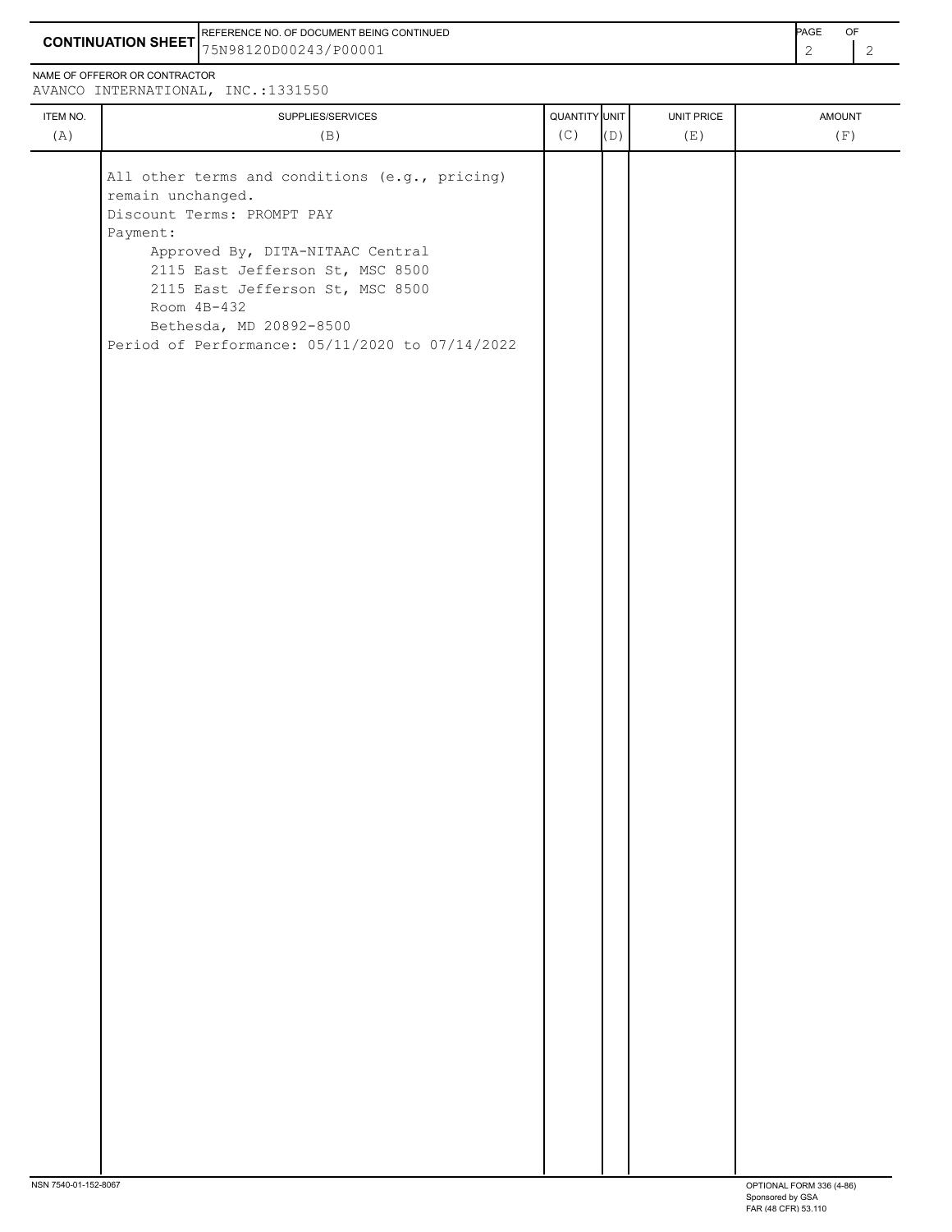**CONTINUATION SHEET**

REFERENCE NO. OF DOCUMENT BEING CONTINUED
75N98120D00243/P00001

NAME OF OFFEROR OR CONTRACTOR
AVANCO INTERNATIONAL, INC.:1331550

| ITEM NO. (A) | SUPPLIES/SERVICES (B) | QUANTITY (C) | UNIT (D) | UNIT PRICE (E) | AMOUNT (F) |
|---|---|---|---|---|---|
| | All other terms and conditions (e.g., pricing) remain unchanged.<br>Discount Terms: PROMPT PAY<br>Payment:<br>Approved By, DITA-NITAAC Central<br>2115 East Jefferson St, MSC 8500<br>2115 East Jefferson St, MSC 8500<br>Room 4B-432<br>Bethesda, MD 20892-8500<br>Period of Performance: 05/11/2020 to 07/14/2022 | | | | |

NSN 7540-01-152-8067

OPTIONAL FORM 336 (4-86)
Sponsored by GSA
FAR (48 CFR) 53.110